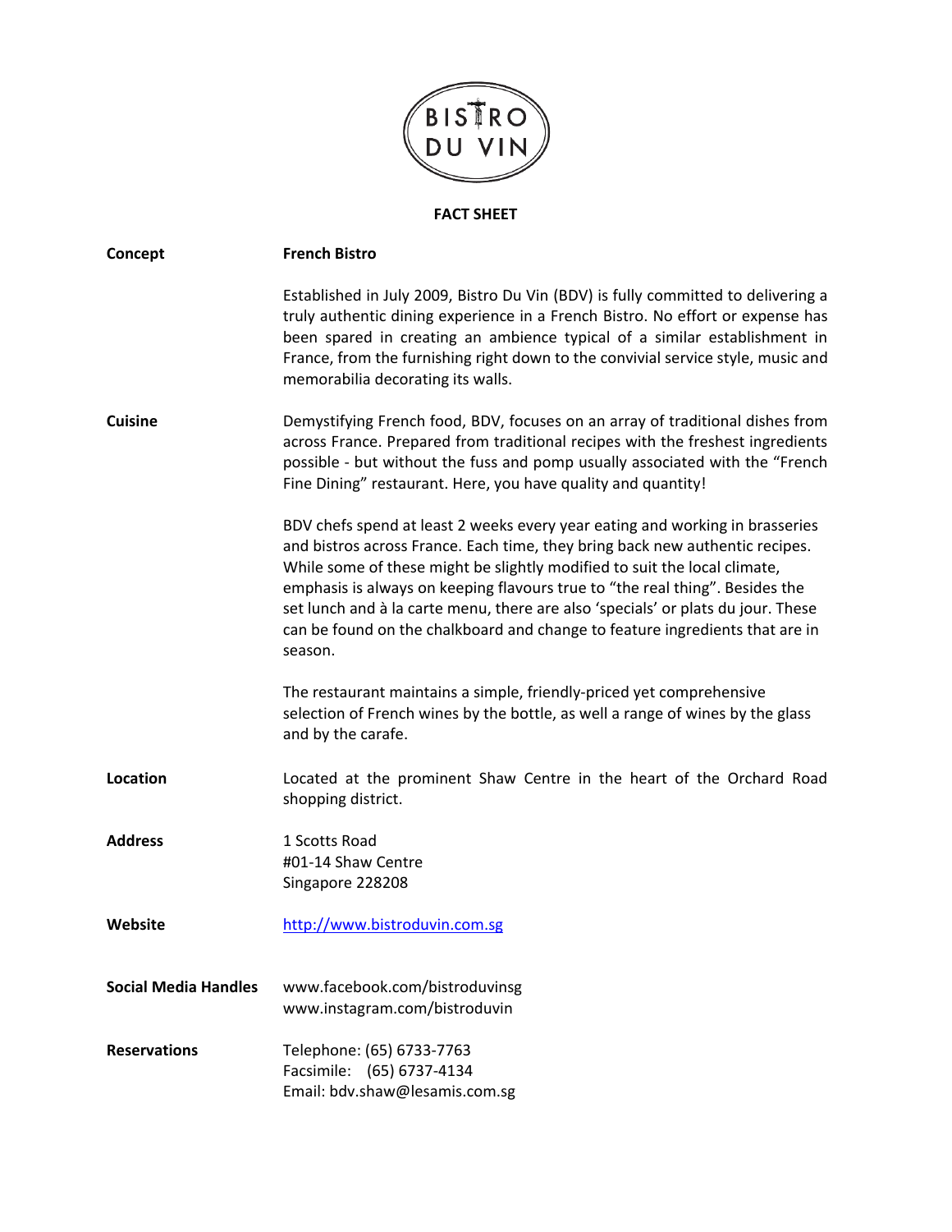BISTRO DU VIN

# FACT SHEET

**Concept** — **French Bistro**

Established in July 2009, Bistro Du Vin (BDV) is fully committed to delivering a truly authentic dining experience in a French Bistro. No effort or expense has been spared in creating an ambience typical of a similar establishment in France, from the furnishing right down to the convivial service style, music and memorabilia decorating its walls.

**Cuisine**

Demystifying French food, BDV, focuses on an array of traditional dishes from across France. Prepared from traditional recipes with the freshest ingredients possible - but without the fuss and pomp usually associated with the "French Fine Dining" restaurant. Here, you have quality and quantity!

BDV chefs spend at least 2 weeks every year eating and working in brasseries and bistros across France. Each time, they bring back new authentic recipes. While some of these might be slightly modified to suit the local climate, emphasis is always on keeping flavours true to "the real thing". Besides the set lunch and à la carte menu, there are also 'specials' or plats du jour. These can be found on the chalkboard and change to feature ingredients that are in season.

The restaurant maintains a simple, friendly-priced yet comprehensive selection of French wines by the bottle, as well a range of wines by the glass and by the carafe.

**Location**

Located at the prominent Shaw Centre in the heart of the Orchard Road shopping district.

**Address**

1 Scotts Road
#01-14 Shaw Centre
Singapore 228208

**Website**

http://www.bistroduvin.com.sg

**Social Media Handles**

www.facebook.com/bistroduvinsg
www.instagram.com/bistroduvin

**Reservations**

Telephone: (65) 6733-7763
Facsimile: (65) 6737-4134
Email: bdv.shaw@lesamis.com.sg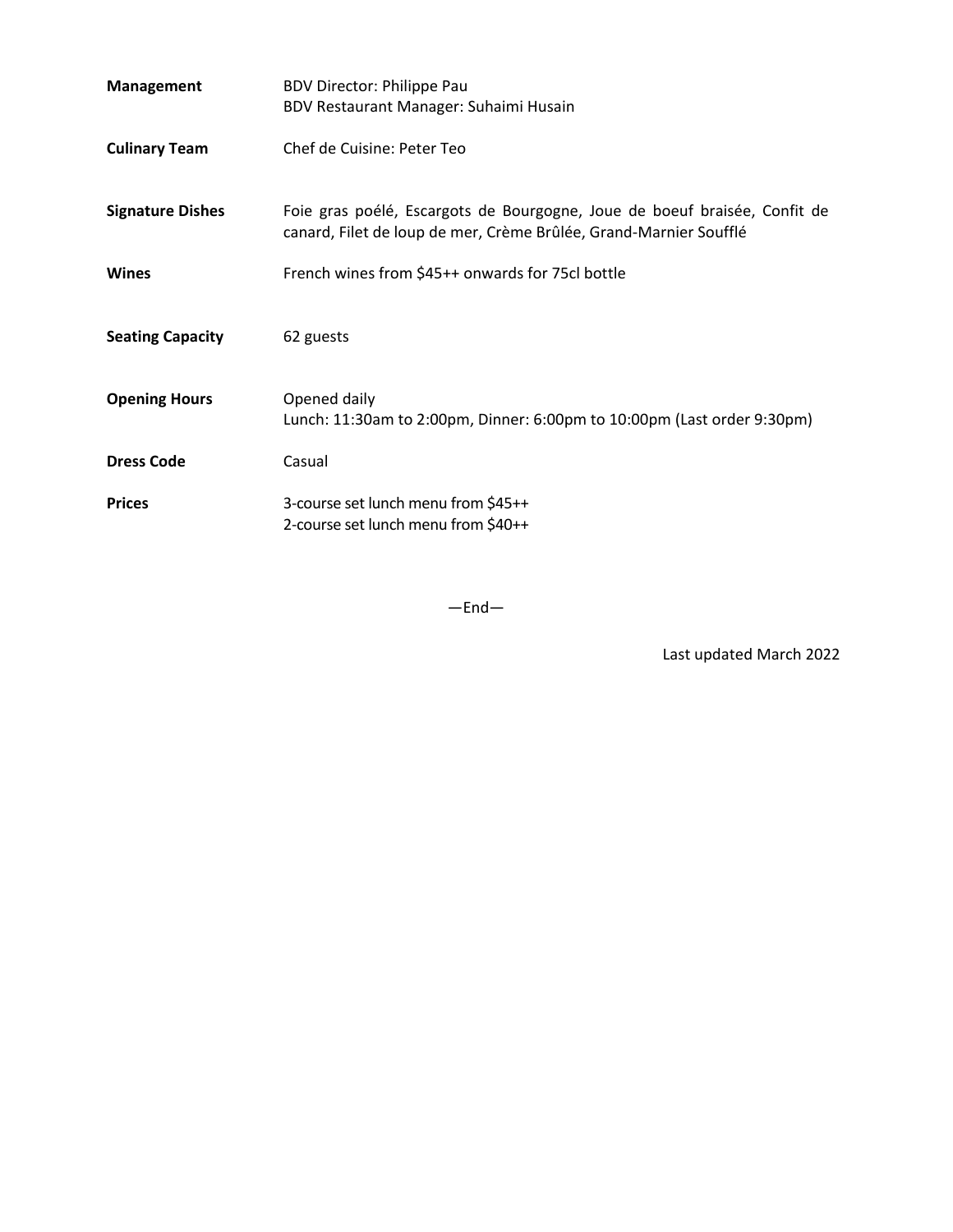| | |
|---|---|
| **Management** | BDV Director: Philippe Pau<br>BDV Restaurant Manager: Suhaimi Husain |
| **Culinary Team** | Chef de Cuisine: Peter Teo |
| **Signature Dishes** | Foie gras poélé, Escargots de Bourgogne, Joue de boeuf braisée, Confit de canard, Filet de loup de mer, Crème Brûlée, Grand-Marnier Soufflé |
| **Wines** | French wines from $45++ onwards for 75cl bottle |
| **Seating Capacity** | 62 guests |
| **Opening Hours** | Opened daily<br>Lunch: 11:30am to 2:00pm, Dinner: 6:00pm to 10:00pm (Last order 9:30pm) |
| **Dress Code** | Casual |
| **Prices** | 3-course set lunch menu from $45++<br>2-course set lunch menu from $40++ |

—End—

Last updated March 2022